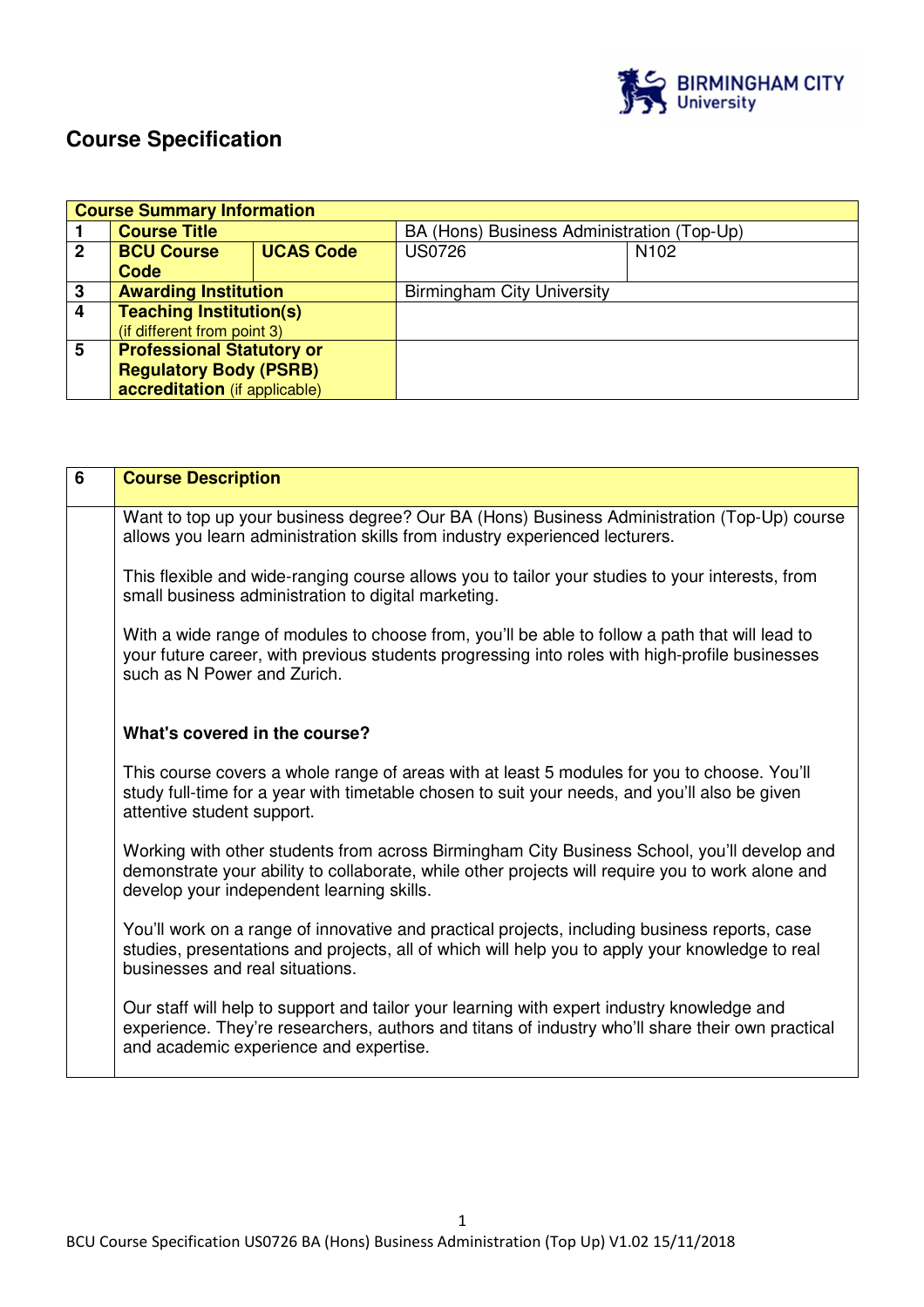# Course Specification

| Course Summary Information | | | | |
|---|---|---|---|---|
| 1 | Course Title | | BA (Hons) Business Administration (Top-Up) | |
| 2 | BCU Course Code | UCAS Code | US0726 | N102 |
| 3 | Awarding Institution | | Birmingham City University | |
| 4 | Teaching Institution(s) (if different from point 3) | | | |
| 5 | Professional Statutory or Regulatory Body (PSRB) accreditation (if applicable) | | | |

| 6 | Course Description |
|---|---|
| | Want to top up your business degree? Our BA (Hons) Business Administration (Top-Up) course allows you learn administration skills from industry experienced lecturers.<br><br>This flexible and wide-ranging course allows you to tailor your studies to your interests, from small business administration to digital marketing.<br><br>With a wide range of modules to choose from, you'll be able to follow a path that will lead to your future career, with previous students progressing into roles with high-profile businesses such as N Power and Zurich.<br><br>**What's covered in the course?**<br><br>This course covers a whole range of areas with at least 5 modules for you to choose. You'll study full-time for a year with timetable chosen to suit your needs, and you'll also be given attentive student support.<br><br>Working with other students from across Birmingham City Business School, you'll develop and demonstrate your ability to collaborate, while other projects will require you to work alone and develop your independent learning skills.<br><br>You'll work on a range of innovative and practical projects, including business reports, case studies, presentations and projects, all of which will help you to apply your knowledge to real businesses and real situations.<br><br>Our staff will help to support and tailor your learning with expert industry knowledge and experience. They're researchers, authors and titans of industry who'll share their own practical and academic experience and expertise. |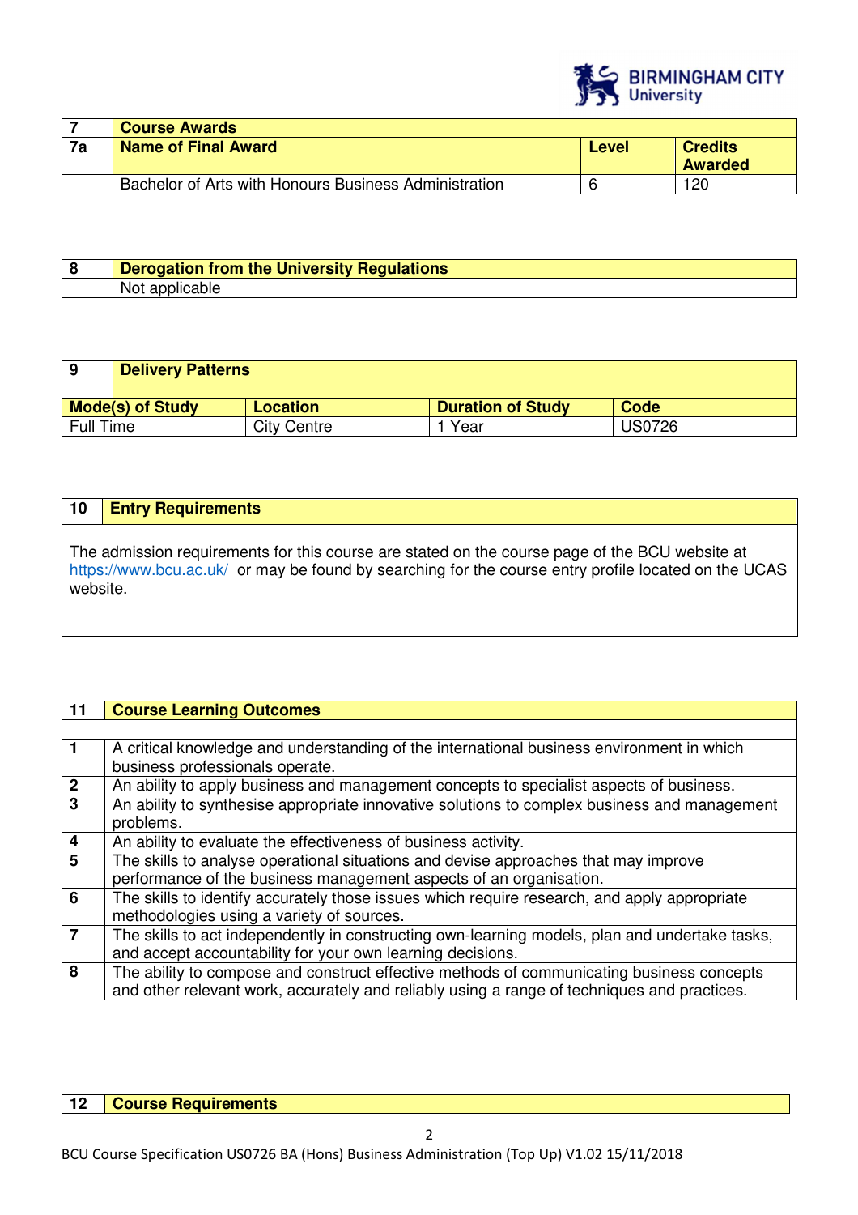| 7 | Course Awards | | |
|---|---|---|---|
| **7a** | **Name of Final Award** | **Level** | **Credits Awarded** |
| | Bachelor of Arts with Honours Business Administration | 6 | 120 |

| 8 | Derogation from the University Regulations |
|---|---|
| | Not applicable |

| 9 | Delivery Patterns | | |
|---|---|---|---|
| **Mode(s) of Study** | **Location** | **Duration of Study** | **Code** |
| Full Time | City Centre | 1 Year | US0726 |

| 10 | Entry Requirements |
|---|---|
| | The admission requirements for this course are stated on the course page of the BCU website at https://www.bcu.ac.uk/ or may be found by searching for the course entry profile located on the UCAS website. |

| 11 | Course Learning Outcomes |
|---|---|
| | |
| **1** | A critical knowledge and understanding of the international business environment in which business professionals operate. |
| **2** | An ability to apply business and management concepts to specialist aspects of business. |
| **3** | An ability to synthesise appropriate innovative solutions to complex business and management problems. |
| **4** | An ability to evaluate the effectiveness of business activity. |
| **5** | The skills to analyse operational situations and devise approaches that may improve performance of the business management aspects of an organisation. |
| **6** | The skills to identify accurately those issues which require research, and apply appropriate methodologies using a variety of sources. |
| **7** | The skills to act independently in constructing own-learning models, plan and undertake tasks, and accept accountability for your own learning decisions. |
| **8** | The ability to compose and construct effective methods of communicating business concepts and other relevant work, accurately and reliably using a range of techniques and practices. |

| 12 | Course Requirements |
|---|---|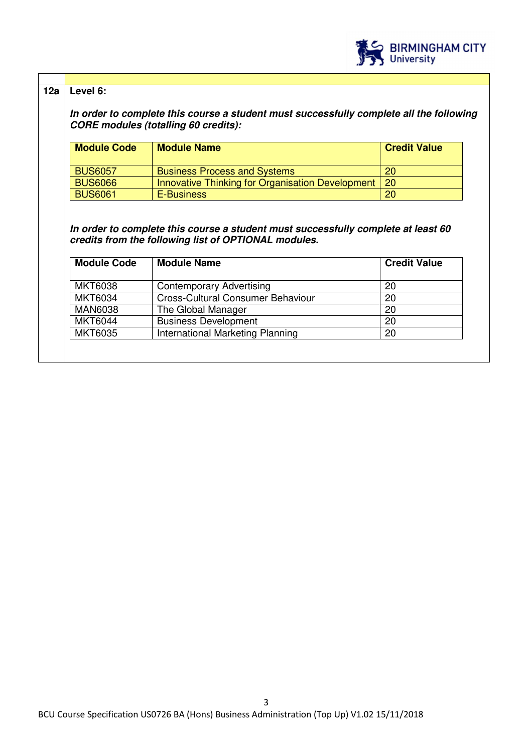**12a** **Level 6:**

***In order to complete this course a student must successfully complete all the following CORE modules (totalling 60 credits):***

| Module Code | Module Name | Credit Value |
|---|---|---|
| BUS6057 | Business Process and Systems | 20 |
| BUS6066 | Innovative Thinking for Organisation Development | 20 |
| BUS6061 | E-Business | 20 |

***In order to complete this course a student must successfully complete at least 60 credits from the following list of OPTIONAL modules.***

| Module Code | Module Name | Credit Value |
|---|---|---|
| MKT6038 | Contemporary Advertising | 20 |
| MKT6034 | Cross-Cultural Consumer Behaviour | 20 |
| MAN6038 | The Global Manager | 20 |
| MKT6044 | Business Development | 20 |
| MKT6035 | International Marketing Planning | 20 |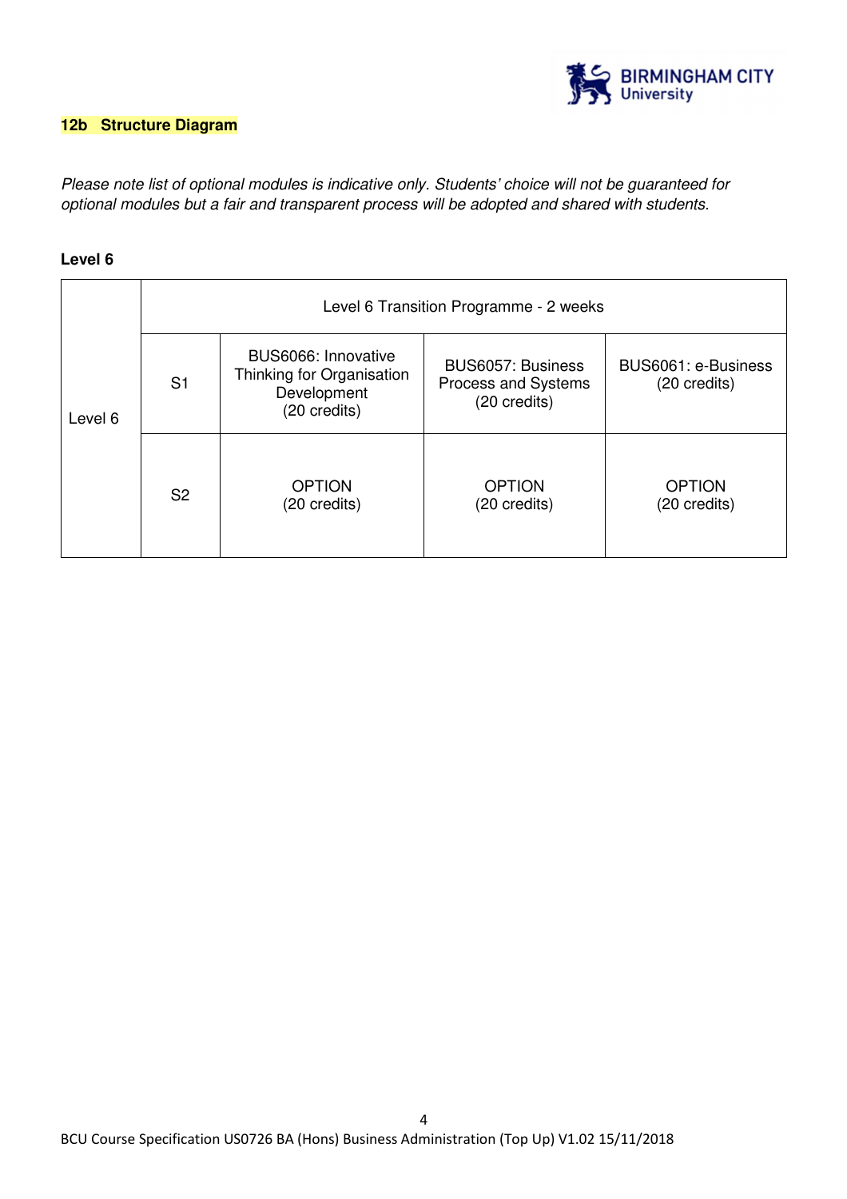## 12b Structure Diagram

*Please note list of optional modules is indicative only. Students' choice will not be guaranteed for optional modules but a fair and transparent process will be adopted and shared with students.*

**Level 6**

| | | | | |
|---|---|---|---|---|
| Level 6 | Level 6 Transition Programme - 2 weeks | | | |
| | S1 | BUS6066: Innovative Thinking for Organisation Development (20 credits) | BUS6057: Business Process and Systems (20 credits) | BUS6061: e-Business (20 credits) |
| | S2 | OPTION (20 credits) | OPTION (20 credits) | OPTION (20 credits) |

BCU Course Specification US0726 BA (Hons) Business Administration (Top Up) V1.02 15/11/2018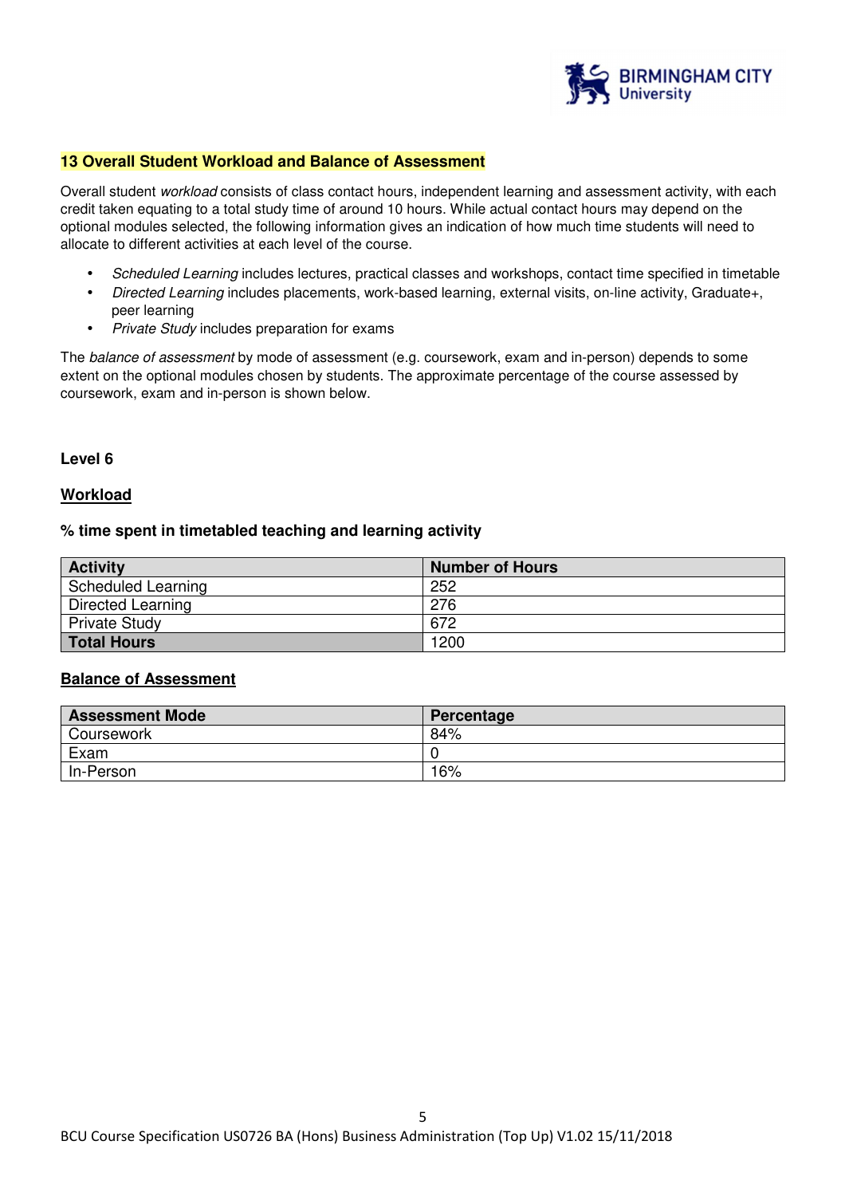## 13 Overall Student Workload and Balance of Assessment

Overall student *workload* consists of class contact hours, independent learning and assessment activity, with each credit taken equating to a total study time of around 10 hours. While actual contact hours may depend on the optional modules selected, the following information gives an indication of how much time students will need to allocate to different activities at each level of the course.

- *Scheduled Learning* includes lectures, practical classes and workshops, contact time specified in timetable
- *Directed Learning* includes placements, work-based learning, external visits, on-line activity, Graduate+, peer learning
- *Private Study* includes preparation for exams

The *balance of assessment* by mode of assessment (e.g. coursework, exam and in-person) depends to some extent on the optional modules chosen by students. The approximate percentage of the course assessed by coursework, exam and in-person is shown below.

**Level 6**

**Workload**

**% time spent in timetabled teaching and learning activity**

| Activity | Number of Hours |
|---|---|
| Scheduled Learning | 252 |
| Directed Learning | 276 |
| Private Study | 672 |
| **Total Hours** | 1200 |

**Balance of Assessment**

| Assessment Mode | Percentage |
|---|---|
| Coursework | 84% |
| Exam | 0 |
| In-Person | 16% |